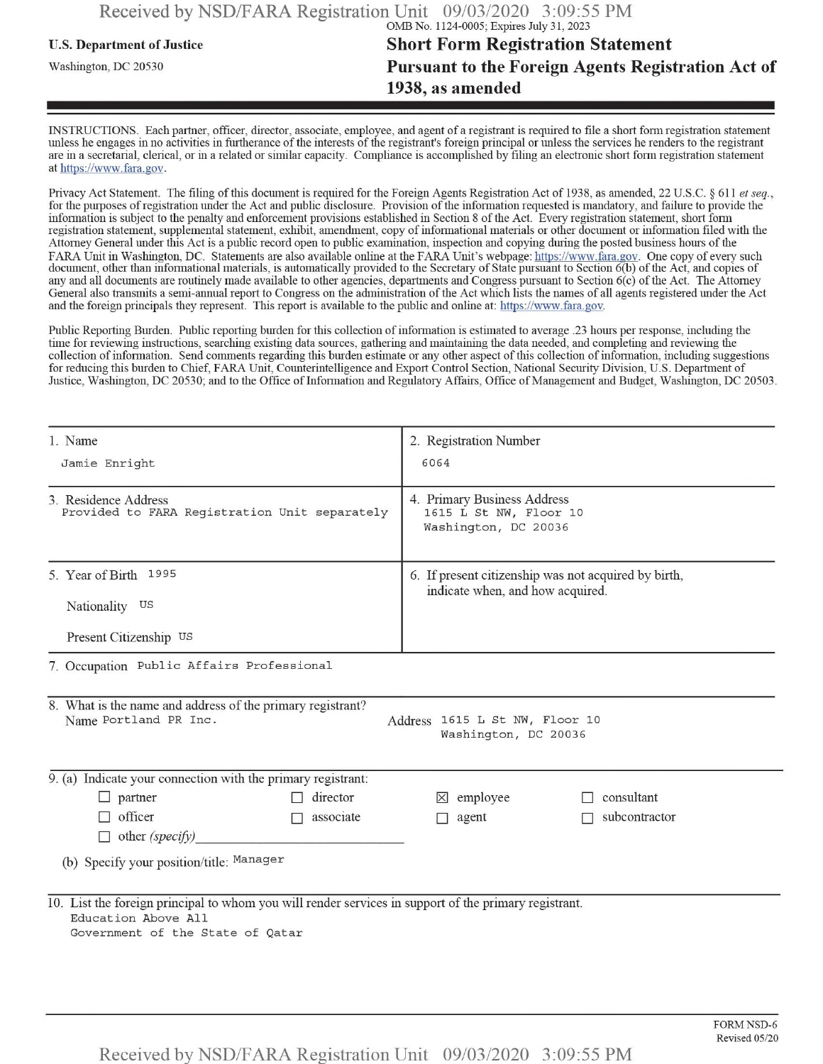OMB No. 1124-0005; Expires July 31, 2023

**U.S. Department of Justice**

Washington, DC 20530

# Short Form Registration Statement Pursuant to the Foreign Agents Registration Act of 1938, as amended

INSTRUCTIONS. Each partner, officer, director, associate, employee, and agent of a registrant is required to file a short form registration statement unless he engages in no activities in furtherance of the interests of the registrant's foreign principal or unless the services he renders to the registrant are in a secretarial, clerical, or in a related or similar capacity. Compliance is accomplished by filing an electronic short form registration statement at https://www.fara.gov.

Privacy Act Statement. The filing of this document is required for the Foreign Agents Registration Act of 1938, as amended, 22 U.S.C. § 611 *et seq.*, for the purposes of registration under the Act and public disclosure. Provision of the information requested is mandatory, and failure to provide the information is subject to the penalty and enforcement provisions established in Section 8 of the Act. Every registration statement, short form registration statement, supplemental statement, exhibit, amendment, copy of informational materials or other document or information filed with the Attorney General under this Act is a public record open to public examination, inspection and copying during the posted business hours of the FARA Unit in Washington, DC. Statements are also available online at the FARA Unit's webpage: https://www.fara.gov. One copy of every such document, other than informational materials, is automatically provided to the Secretary of State pursuant to Section 6(b) of the Act, and copies of any and all documents are routinely made available to other agencies, departments and Congress pursuant to Section 6(c) of the Act. The Attorney General also transmits a semi-annual report to Congress on the administration of the Act which lists the names of all agents registered under the Act and the foreign principals they represent. This report is available to the public and online at: https://www.fara.gov.

Public Reporting Burden. Public reporting burden for this collection of information is estimated to average .23 hours per response, including the time for reviewing instructions, searching existing data sources, gathering and maintaining the data needed, and completing and reviewing the collection of information. Send comments regarding this burden estimate or any other aspect of this collection of information, including suggestions for reducing this burden to Chief, FARA Unit, Counterintelligence and Export Control Section, National Security Division, U.S. Department of Justice, Washington, DC 20530; and to the Office of Information and Regulatory Affairs, Office of Management and Budget, Washington, DC 20503.

| | |
|---|---|
| 1. Name<br>Jamie Enright | 2. Registration Number<br>6064 |
| 3. Residence Address<br>Provided to FARA Registration Unit separately | 4. Primary Business Address<br>1615 L St NW, Floor 10<br>Washington, DC 20036 |
| 5. Year of Birth 1995<br>Nationality US<br>Present Citizenship US | 6. If present citizenship was not acquired by birth, indicate when, and how acquired. |

7. Occupation Public Affairs Professional

8. What is the name and address of the primary registrant?
Name Portland PR Inc. Address 1615 L St NW, Floor 10 Washington, DC 20036

9. (a) Indicate your connection with the primary registrant:

- ☐ partner
- ☐ director
- ☒ employee
- ☐ consultant
- ☐ officer
- ☐ associate
- ☐ agent
- ☐ subcontractor
- ☐ other *(specify)*

(b) Specify your position/title: Manager

10. List the foreign principal to whom you will render services in support of the primary registrant.
Education Above All
Government of the State of Qatar

FORM NSD-6
Revised 05/20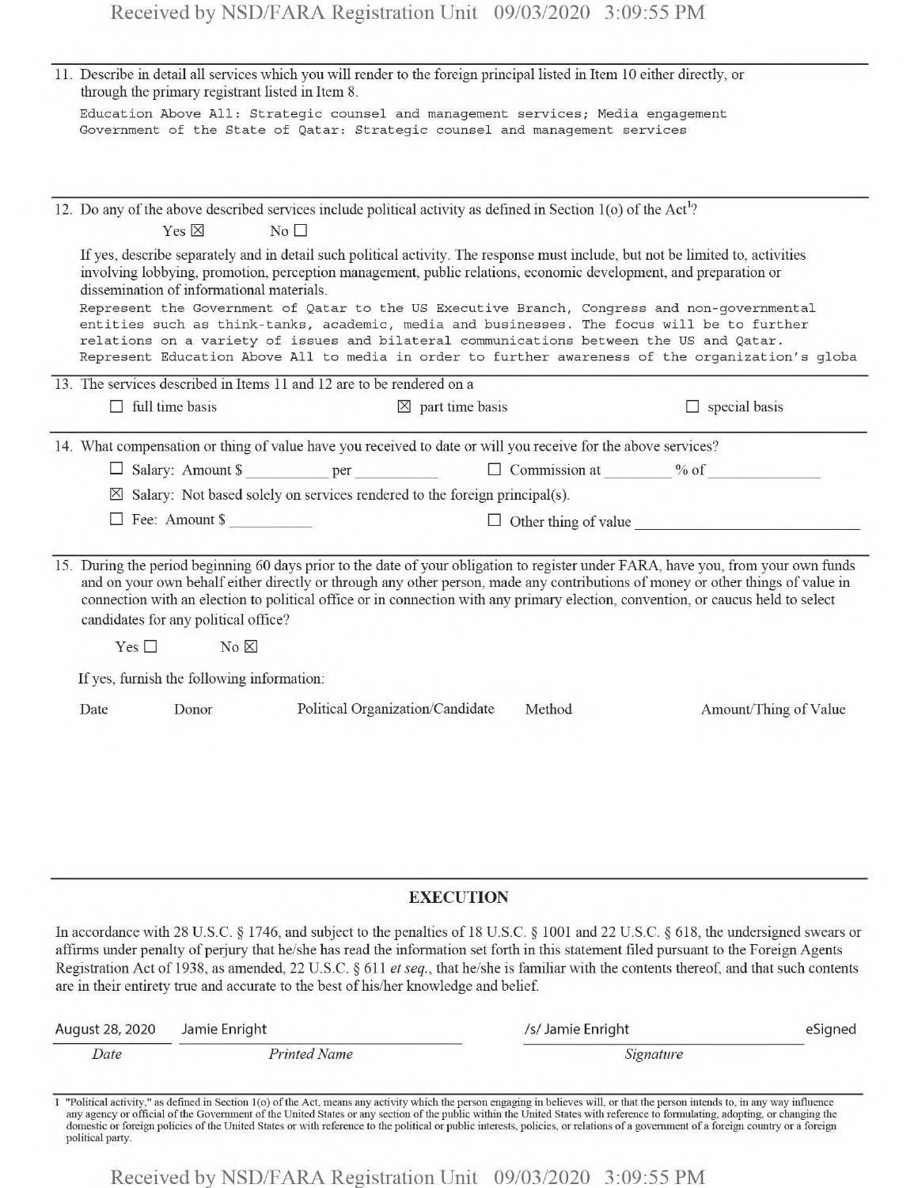11. Describe in detail all services which you will render to the foreign principal listed in Item 10 either directly, or through the primary registrant listed in Item 8.

```
Education Above All: Strategic counsel and management services; Media engagement
Government of the State of Qatar: Strategic counsel and management services
```

12. Do any of the above described services include political activity as defined in Section 1(o) of the Act[1]?

Yes ☒ No ☐

If yes, describe separately and in detail such political activity. The response must include, but not be limited to, activities involving lobbying, promotion, perception management, public relations, economic development, and preparation or dissemination of informational materials.

```
Represent the Government of Qatar to the US Executive Branch, Congress and non-governmental
entities such as think-tanks, academic, media and businesses. The focus will be to further
relations on a variety of issues and bilateral communications between the US and Qatar.
Represent Education Above All to media in order to further awareness of the organization's globa
```

13. The services described in Items 11 and 12 are to be rendered on a

☐ full time basis ☒ part time basis ☐ special basis

14. What compensation or thing of value have you received to date or will you receive for the above services?

☐ Salary: Amount $ ________ per ________ ☐ Commission at ________ % of ____________

☒ Salary: Not based solely on services rendered to the foreign principal(s).

☐ Fee: Amount $ ________ ☐ Other thing of value ____________________

15. During the period beginning 60 days prior to the date of your obligation to register under FARA, have you, from your own funds and on your own behalf either directly or through any other person, made any contributions of money or other things of value in connection with an election to political office or in connection with any primary election, convention, or caucus held to select candidates for any political office?

Yes ☐ No ☒

If yes, furnish the following information:

| Date | Donor | Political Organization/Candidate | Method | Amount/Thing of Value |
|---|---|---|---|---|

## EXECUTION

In accordance with 28 U.S.C. § 1746, and subject to the penalties of 18 U.S.C. § 1001 and 22 U.S.C. § 618, the undersigned swears or affirms under penalty of perjury that he/she has read the information set forth in this statement filed pursuant to the Foreign Agents Registration Act of 1938, as amended, 22 U.S.C. § 611 *et seq.*, that he/she is familiar with the contents thereof, and that such contents are in their entirety true and accurate to the best of his/her knowledge and belief.

| August 28, 2020 | Jamie Enright | /s/ Jamie Enright eSigned |
|---|---|---|
| *Date* | *Printed Name* | *Signature* |

[1] "Political activity," as defined in Section 1(o) of the Act, means any activity which the person engaging in believes will, or that the person intends to, in any way influence any agency or official of the Government of the United States or any section of the public within the United States with reference to formulating, adopting, or changing the domestic or foreign policies of the United States or with reference to the political or public interests, policies, or relations of a government of a foreign country or a foreign political party.